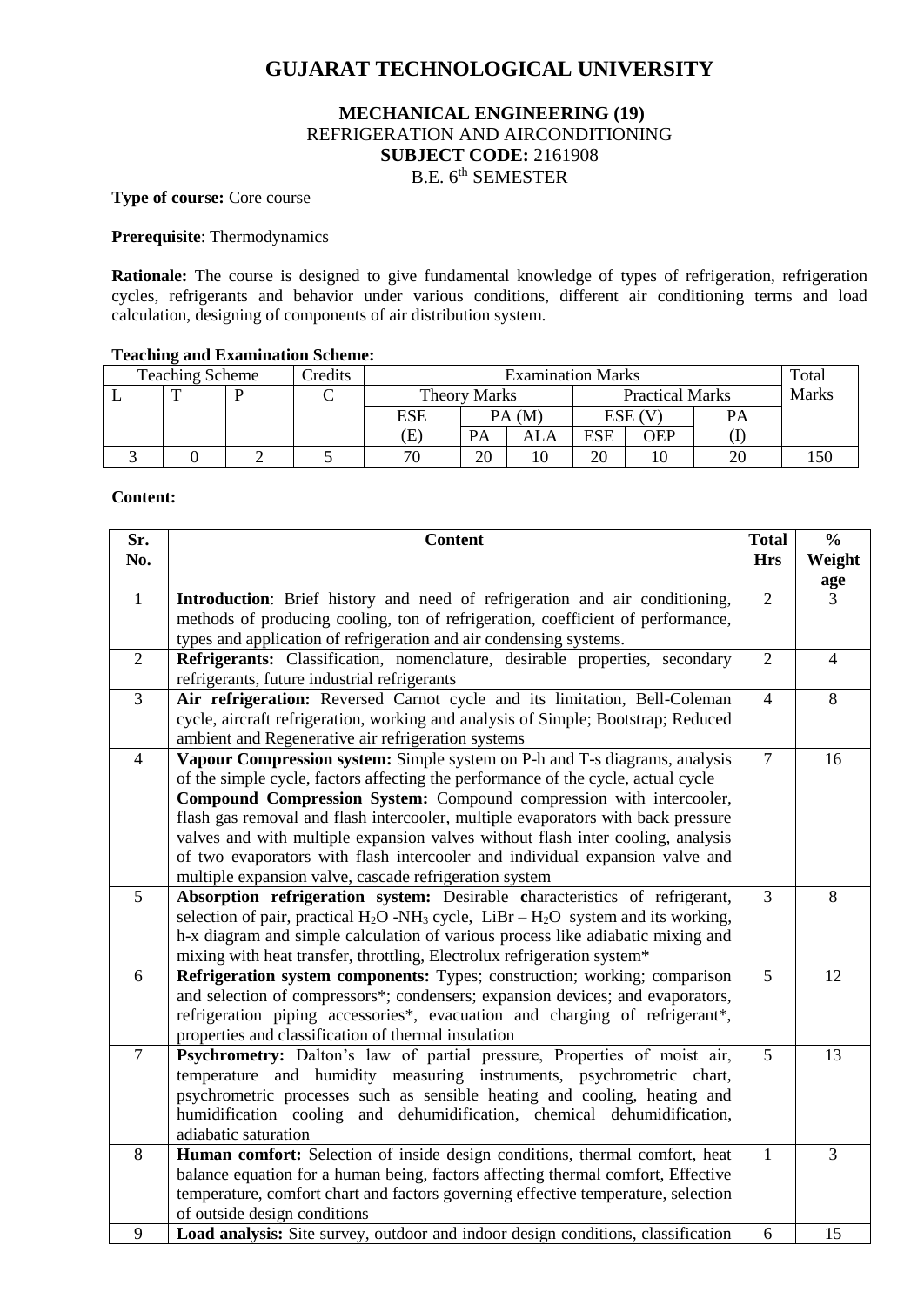# GUJARAT TECHNOLOGICAL UNIVERSITY

**MECHANICAL ENGINEERING (19)**
REFRIGERATION AND AIRCONDITIONING
**SUBJECT CODE:** 2161908
B.E. 6th SEMESTER

**Type of course:** Core course

**Prerequisite**: Thermodynamics

**Rationale:** The course is designed to give fundamental knowledge of types of refrigeration, refrigeration cycles, refrigerants and behavior under various conditions, different air conditioning terms and load calculation, designing of components of air distribution system.

**Teaching and Examination Scheme:**

| Teaching Scheme | | | Credits | Examination Marks | | | | | | Total Marks |
|---|---|---|---|---|---|---|---|---|---|---|
| L | T | P | C | Theory Marks | | | Practical Marks | | | |
| | | | | ESE (E) | PA (M) | | ESE (V) | | PA (I) | |
| | | | | | PA | ALA | ESE | OEP | | |
| 3 | 0 | 2 | 5 | 70 | 20 | 10 | 20 | 10 | 20 | 150 |

**Content:**

| Sr. No. | Content | Total Hrs | % Weightage |
|---|---|---|---|
| 1 | **Introduction**: Brief history and need of refrigeration and air conditioning, methods of producing cooling, ton of refrigeration, coefficient of performance, types and application of refrigeration and air condensing systems. | 2 | 3 |
| 2 | **Refrigerants:** Classification, nomenclature, desirable properties, secondary refrigerants, future industrial refrigerants | 2 | 4 |
| 3 | **Air refrigeration:** Reversed Carnot cycle and its limitation, Bell-Coleman cycle, aircraft refrigeration, working and analysis of Simple; Bootstrap; Reduced ambient and Regenerative air refrigeration systems | 4 | 8 |
| 4 | **Vapour Compression system:** Simple system on P-h and T-s diagrams, analysis of the simple cycle, factors affecting the performance of the cycle, actual cycle **Compound Compression System:** Compound compression with intercooler, flash gas removal and flash intercooler, multiple evaporators with back pressure valves and with multiple expansion valves without flash inter cooling, analysis of two evaporators with flash intercooler and individual expansion valve and multiple expansion valve, cascade refrigeration system | 7 | 16 |
| 5 | **Absorption refrigeration system:** Desirable **c**haracteristics of refrigerant, selection of pair, practical $H_2O$ -$NH_3$ cycle, $LiBr – H_2O$ system and its working, h-x diagram and simple calculation of various process like adiabatic mixing and mixing with heat transfer, throttling, Electrolux refrigeration system* | 3 | 8 |
| 6 | **Refrigeration system components:** Types; construction; working; comparison and selection of compressors*; condensers; expansion devices; and evaporators, refrigeration piping accessories*, evacuation and charging of refrigerant*, properties and classification of thermal insulation | 5 | 12 |
| 7 | **Psychrometry:** Dalton's law of partial pressure, Properties of moist air, temperature and humidity measuring instruments, psychrometric chart, psychrometric processes such as sensible heating and cooling, heating and humidification cooling and dehumidification, chemical dehumidification, adiabatic saturation | 5 | 13 |
| 8 | **Human comfort:** Selection of inside design conditions, thermal comfort, heat balance equation for a human being, factors affecting thermal comfort, Effective temperature, comfort chart and factors governing effective temperature, selection of outside design conditions | 1 | 3 |
| 9 | **Load analysis:** Site survey, outdoor and indoor design conditions, classification | 6 | 15 |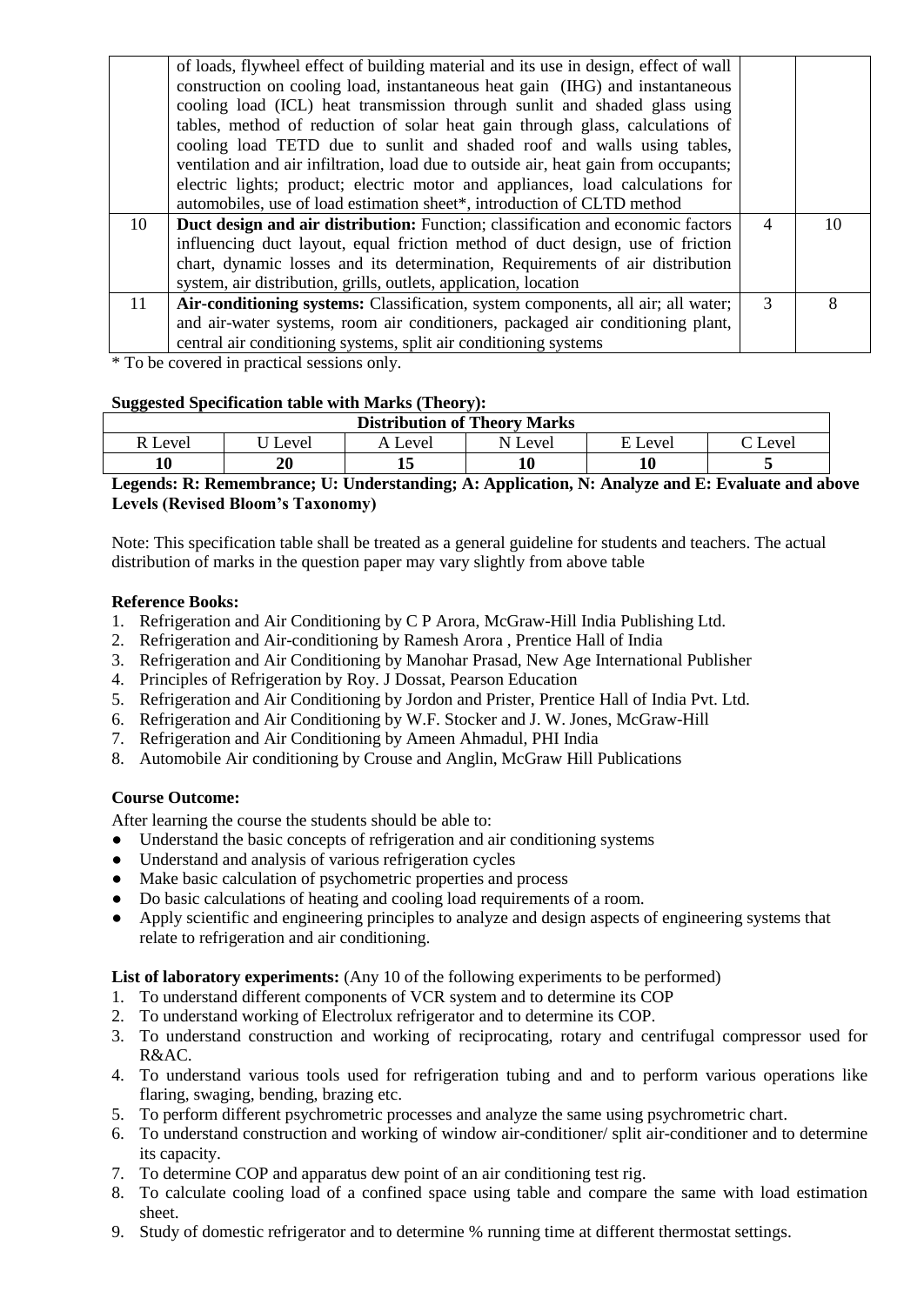|  | of loads, flywheel effect of building material and its use in design, effect of wall construction on cooling load, instantaneous heat gain (IHG) and instantaneous cooling load (ICL) heat transmission through sunlit and shaded glass using tables, method of reduction of solar heat gain through glass, calculations of cooling load TETD due to sunlit and shaded roof and walls using tables, ventilation and air infiltration, load due to outside air, heat gain from occupants; electric lights; product; electric motor and appliances, load calculations for automobiles, use of load estimation sheet*, introduction of CLTD method |  |  |
|---|---|---|---|
| 10 | **Duct design and air distribution:** Function; classification and economic factors influencing duct layout, equal friction method of duct design, use of friction chart, dynamic losses and its determination, Requirements of air distribution system, air distribution, grills, outlets, application, location | 4 | 10 |
| 11 | **Air-conditioning systems:** Classification, system components, all air; all water; and air-water systems, room air conditioners, packaged air conditioning plant, central air conditioning systems, split air conditioning systems | 3 | 8 |

* To be covered in practical sessions only.

**Suggested Specification table with Marks (Theory):**

| Distribution of Theory Marks | | | | | |
|---|---|---|---|---|---|
| R Level | U Level | A Level | N Level | E Level | C Level |
| **10** | **20** | **15** | **10** | **10** | **5** |

**Legends: R: Remembrance; U: Understanding; A: Application, N: Analyze and E: Evaluate and above Levels (Revised Bloom's Taxonomy)**

Note: This specification table shall be treated as a general guideline for students and teachers. The actual distribution of marks in the question paper may vary slightly from above table

**Reference Books:**

1. Refrigeration and Air Conditioning by C P Arora, McGraw-Hill India Publishing Ltd.
2. Refrigeration and Air-conditioning by Ramesh Arora , Prentice Hall of India
3. Refrigeration and Air Conditioning by Manohar Prasad, New Age International Publisher
4. Principles of Refrigeration by Roy. J Dossat, Pearson Education
5. Refrigeration and Air Conditioning by Jordon and Prister, Prentice Hall of India Pvt. Ltd.
6. Refrigeration and Air Conditioning by W.F. Stocker and J. W. Jones, McGraw-Hill
7. Refrigeration and Air Conditioning by Ameen Ahmadul, PHI India
8. Automobile Air conditioning by Crouse and Anglin, McGraw Hill Publications

**Course Outcome:**

After learning the course the students should be able to:

- Understand the basic concepts of refrigeration and air conditioning systems
- Understand and analysis of various refrigeration cycles
- Make basic calculation of psychometric properties and process
- Do basic calculations of heating and cooling load requirements of a room.
- Apply scientific and engineering principles to analyze and design aspects of engineering systems that relate to refrigeration and air conditioning.

**List of laboratory experiments:** (Any 10 of the following experiments to be performed)

1. To understand different components of VCR system and to determine its COP
2. To understand working of Electrolux refrigerator and to determine its COP.
3. To understand construction and working of reciprocating, rotary and centrifugal compressor used for R&AC.
4. To understand various tools used for refrigeration tubing and and to perform various operations like flaring, swaging, bending, brazing etc.
5. To perform different psychrometric processes and analyze the same using psychrometric chart.
6. To understand construction and working of window air-conditioner/ split air-conditioner and to determine its capacity.
7. To determine COP and apparatus dew point of an air conditioning test rig.
8. To calculate cooling load of a confined space using table and compare the same with load estimation sheet.
9. Study of domestic refrigerator and to determine % running time at different thermostat settings.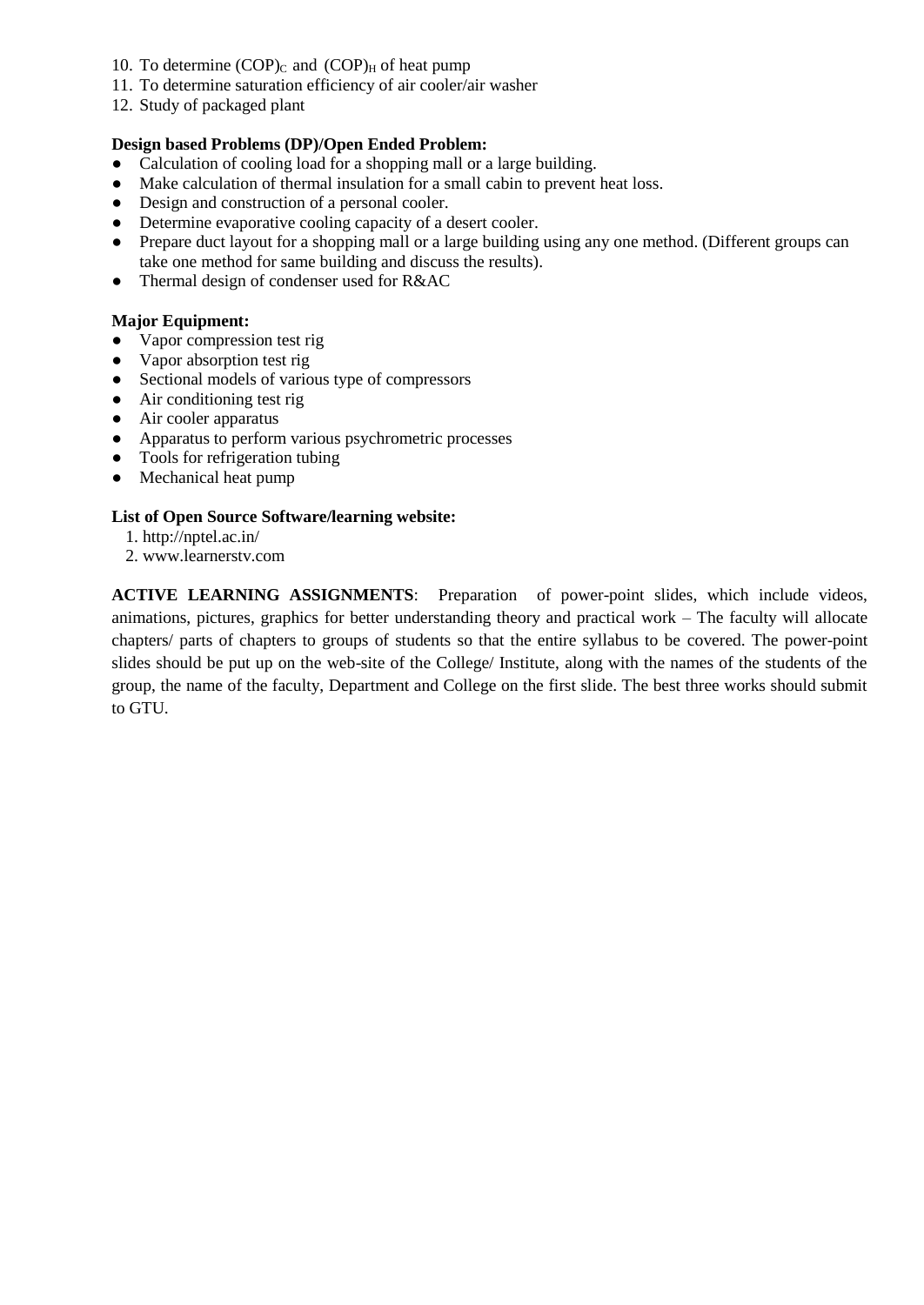10. To determine $(COP)_C$ and $(COP)_H$ of heat pump
11. To determine saturation efficiency of air cooler/air washer
12. Study of packaged plant

**Design based Problems (DP)/Open Ended Problem:**

- Calculation of cooling load for a shopping mall or a large building.
- Make calculation of thermal insulation for a small cabin to prevent heat loss.
- Design and construction of a personal cooler.
- Determine evaporative cooling capacity of a desert cooler.
- Prepare duct layout for a shopping mall or a large building using any one method. (Different groups can take one method for same building and discuss the results).
- Thermal design of condenser used for R&AC

**Major Equipment:**

- Vapor compression test rig
- Vapor absorption test rig
- Sectional models of various type of compressors
- Air conditioning test rig
- Air cooler apparatus
- Apparatus to perform various psychrometric processes
- Tools for refrigeration tubing
- Mechanical heat pump

**List of Open Source Software/learning website:**

1. http://nptel.ac.in/
2. www.learnerstv.com

**ACTIVE LEARNING ASSIGNMENTS**: Preparation of power-point slides, which include videos, animations, pictures, graphics for better understanding theory and practical work – The faculty will allocate chapters/ parts of chapters to groups of students so that the entire syllabus to be covered. The power-point slides should be put up on the web-site of the College/ Institute, along with the names of the students of the group, the name of the faculty, Department and College on the first slide. The best three works should submit to GTU.